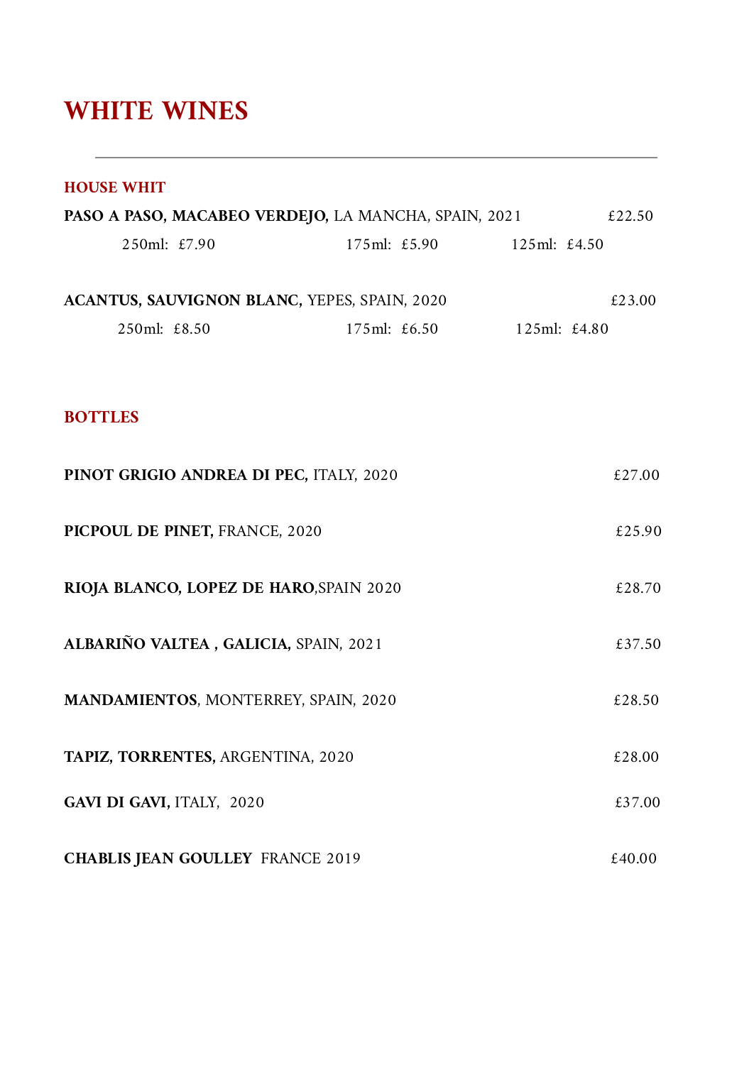# WHITE WINES

---

## HOUSE WHIT

**PASO A PASO, MACABEO VERDEJO,** LA MANCHA, SPAIN, 2021 £22.50

250ml: £7.90 175ml: £5.90 125ml: £4.50

**ACANTUS, SAUVIGNON BLANC,** YEPES, SPAIN, 2020 £23.00

250ml: £8.50 175ml: £6.50 125ml: £4.80

## BOTTLES

**PINOT GRIGIO ANDREA DI PEC,** ITALY, 2020 £27.00

**PICPOUL DE PINET,** FRANCE, 2020 £25.90

**RIOJA BLANCO, LOPEZ DE HARO,**SPAIN 2020 £28.70

**ALBARIÑO VALTEA , GALICIA,** SPAIN, 2021 £37.50

**MANDAMIENTOS**, MONTERREY, SPAIN, 2020 £28.50

**TAPIZ, TORRENTES,** ARGENTINA, 2020 £28.00

**GAVI DI GAVI,** ITALY, 2020 £37.00

**CHABLIS JEAN GOULLEY** FRANCE 2019 £40.00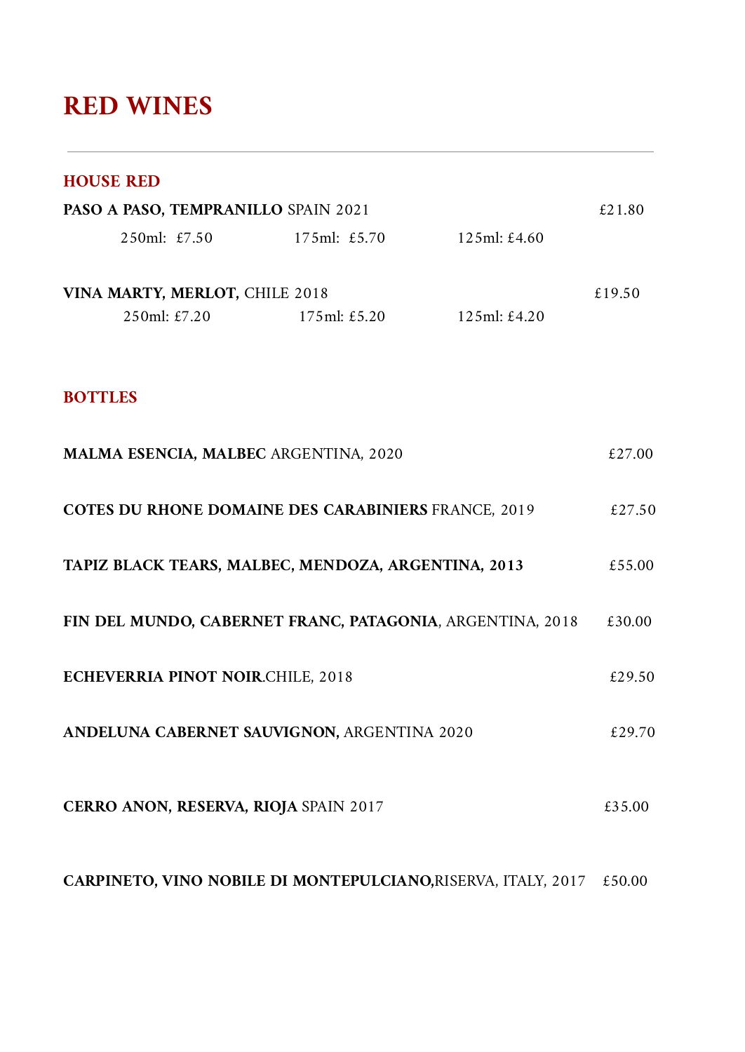# RED WINES

## HOUSE RED

**PASO A PASO, TEMPRANILLO** SPAIN 2021 — £21.80

250ml: £7.50 | 175ml: £5.70 | 125ml: £4.60

**VINA MARTY, MERLOT,** CHILE 2018 — £19.50

250ml: £7.20 | 175ml: £5.20 | 125ml: £4.20

## BOTTLES

**MALMA ESENCIA, MALBEC** ARGENTINA, 2020 — £27.00

**COTES DU RHONE DOMAINE DES CARABINIERS** FRANCE, 2019 — £27.50

**TAPIZ BLACK TEARS, MALBEC, MENDOZA, ARGENTINA, 2013** — £55.00

**FIN DEL MUNDO, CABERNET FRANC, PATAGONIA**, ARGENTINA, 2018 — £30.00

**ECHEVERRIA PINOT NOIR**.CHILE, 2018 — £29.50

**ANDELUNA CABERNET SAUVIGNON,** ARGENTINA 2020 — £29.70

**CERRO ANON, RESERVA, RIOJA** SPAIN 2017 — £35.00

**CARPINETO, VINO NOBILE DI MONTEPULCIANO,**RISERVA, ITALY, 2017 — £50.00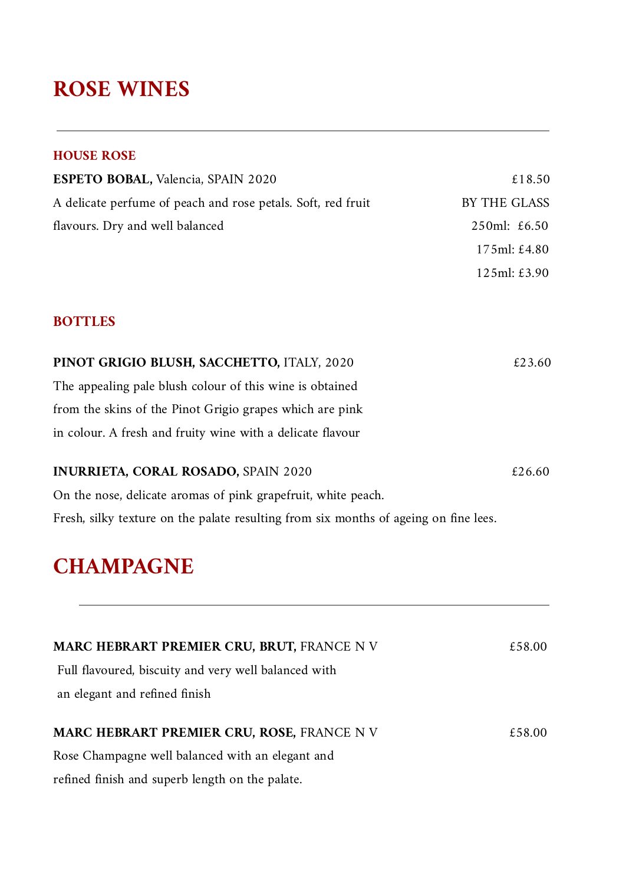# ROSE WINES

---

### HOUSE ROSE

**ESPETO BOBAL,** Valencia, SPAIN 2020 — £18.50

A delicate perfume of peach and rose petals. Soft, red fruit flavours. Dry and well balanced

BY THE GLASS
250ml: £6.50
175ml: £4.80
125ml: £3.90

### BOTTLES

**PINOT GRIGIO BLUSH, SACCHETTO,** ITALY, 2020 — £23.60

The appealing pale blush colour of this wine is obtained from the skins of the Pinot Grigio grapes which are pink in colour. A fresh and fruity wine with a delicate flavour

**INURRIETA, CORAL ROSADO,** SPAIN 2020 — £26.60

On the nose, delicate aromas of pink grapefruit, white peach.
Fresh, silky texture on the palate resulting from six months of ageing on fine lees.

# CHAMPAGNE

---

**MARC HEBRART PREMIER CRU, BRUT,** FRANCE N V — £58.00

Full flavoured, biscuity and very well balanced with an elegant and refined finish

**MARC HEBRART PREMIER CRU, ROSE,** FRANCE N V — £58.00

Rose Champagne well balanced with an elegant and refined finish and superb length on the palate.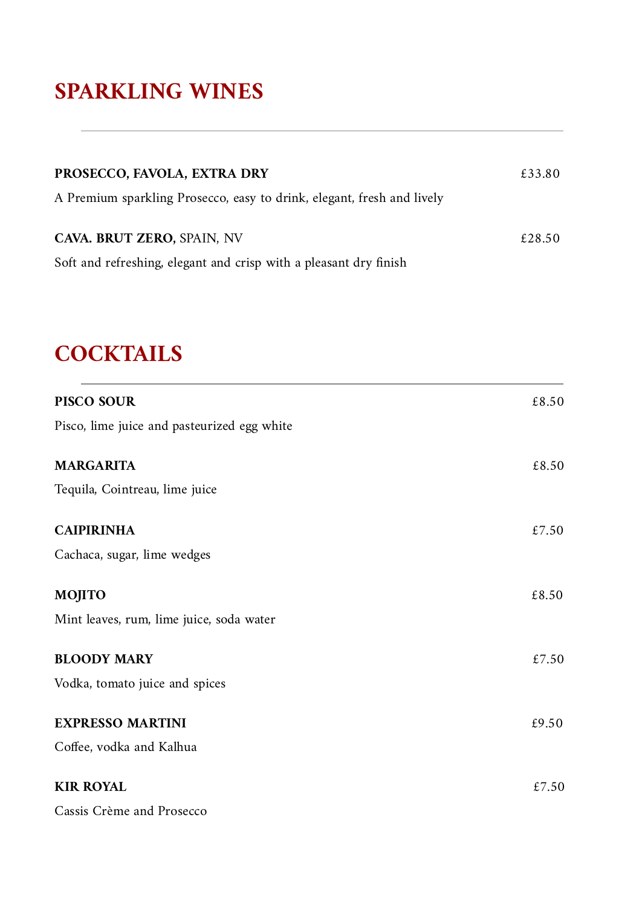# SPARKLING WINES

**PROSECCO, FAVOLA, EXTRA DRY** £33.80

A Premium sparkling Prosecco, easy to drink, elegant, fresh and lively

**CAVA. BRUT ZERO,** SPAIN, NV £28.50

Soft and refreshing, elegant and crisp with a pleasant dry finish

# COCKTAILS

**PISCO SOUR** £8.50

Pisco, lime juice and pasteurized egg white

**MARGARITA** £8.50

Tequila, Cointreau, lime juice

**CAIPIRINHA** £7.50

Cachaca, sugar, lime wedges

**MOJITO** £8.50

Mint leaves, rum, lime juice, soda water

**BLOODY MARY** £7.50

Vodka, tomato juice and spices

**EXPRESSO MARTINI** £9.50

Coffee, vodka and Kalhua

**KIR ROYAL** £7.50

Cassis Crème and Prosecco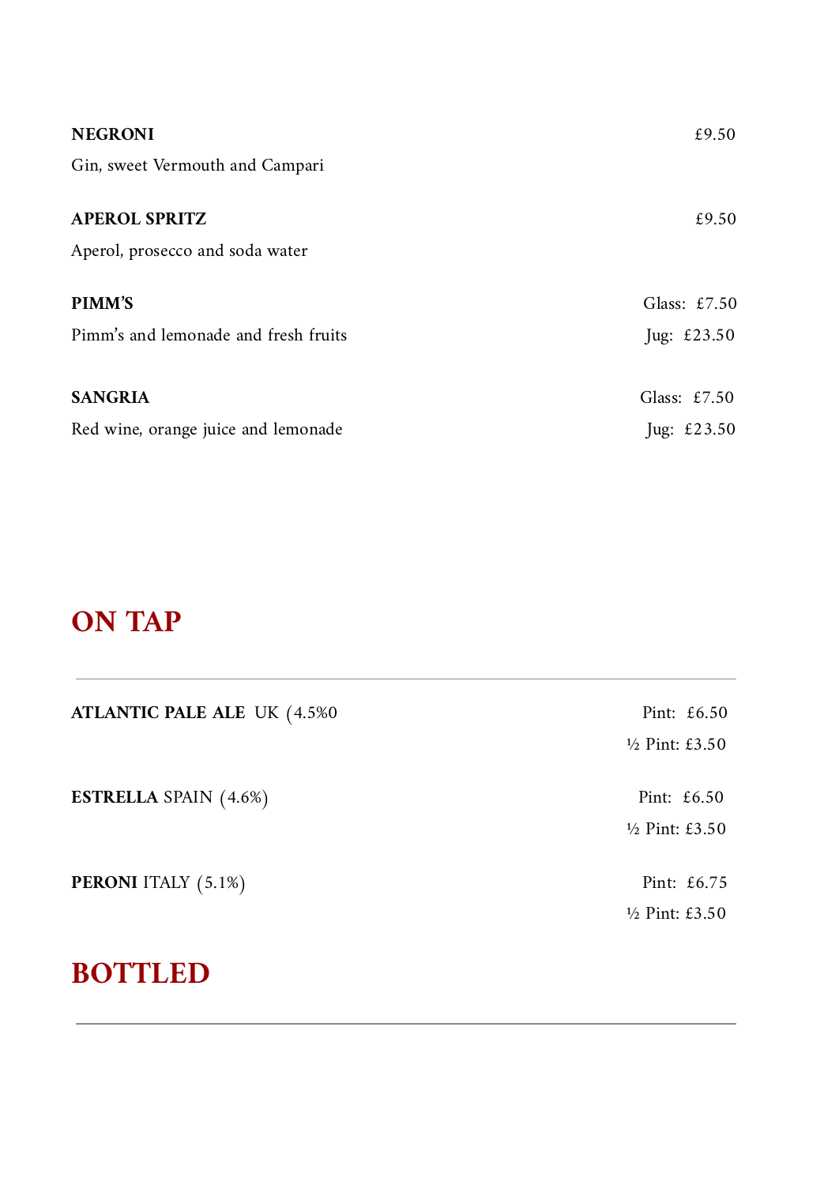**NEGRONI** £9.50

Gin, sweet Vermouth and Campari

**APEROL SPRITZ** £9.50

Aperol, prosecco and soda water

**PIMM'S** Glass: £7.50

Pimm's and lemonade and fresh fruits Jug: £23.50

**SANGRIA** Glass: £7.50

Red wine, orange juice and lemonade Jug: £23.50

## ON TAP

---

**ATLANTIC PALE ALE** UK (4.5%0 Pint: £6.50

½ Pint: £3.50

**ESTRELLA** SPAIN (4.6%) Pint: £6.50

½ Pint: £3.50

**PERONI** ITALY (5.1%) Pint: £6.75

½ Pint: £3.50

## BOTTLED

---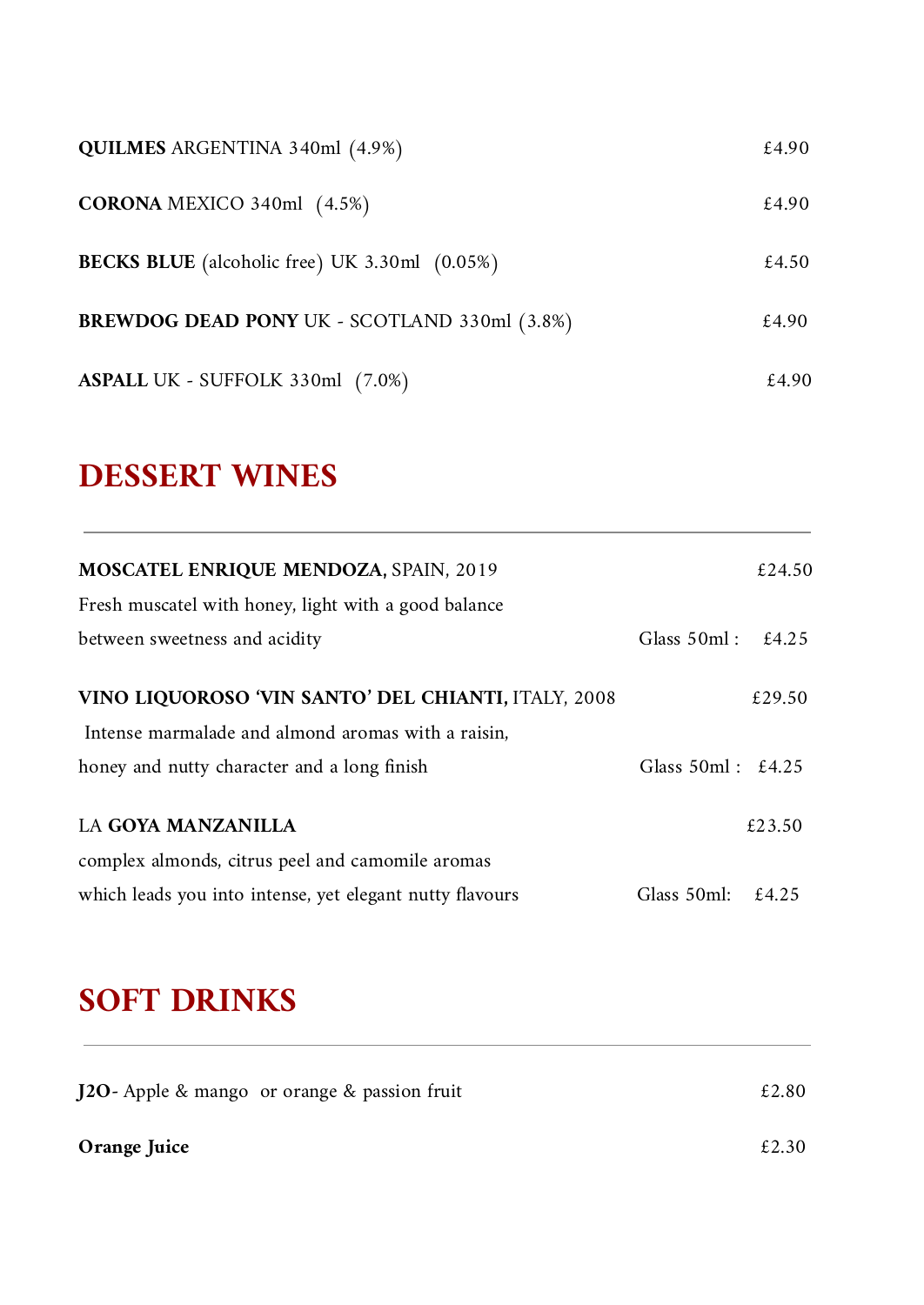**QUILMES** ARGENTINA 340ml (4.9%) £4.90

**CORONA** MEXICO 340ml (4.5%) £4.90

**BECKS BLUE** (alcoholic free) UK 3.30ml (0.05%) £4.50

**BREWDOG DEAD PONY** UK - SCOTLAND 330ml (3.8%) £4.90

**ASPALL** UK - SUFFOLK 330ml (7.0%) £4.90

## DESSERT WINES

---

**MOSCATEL ENRIQUE MENDOZA,** SPAIN, 2019 £24.50

Fresh muscatel with honey, light with a good balance
between sweetness and acidity Glass 50ml : £4.25

**VINO LIQUOROSO 'VIN SANTO' DEL CHIANTI,** ITALY, 2008 £29.50

Intense marmalade and almond aromas with a raisin,
honey and nutty character and a long finish Glass 50ml : £4.25

LA **GOYA MANZANILLA** £23.50

complex almonds, citrus peel and camomile aromas
which leads you into intense, yet elegant nutty flavours Glass 50ml: £4.25

## SOFT DRINKS

---

**J2O**- Apple & mango or orange & passion fruit £2.80

**Orange Juice** £2.30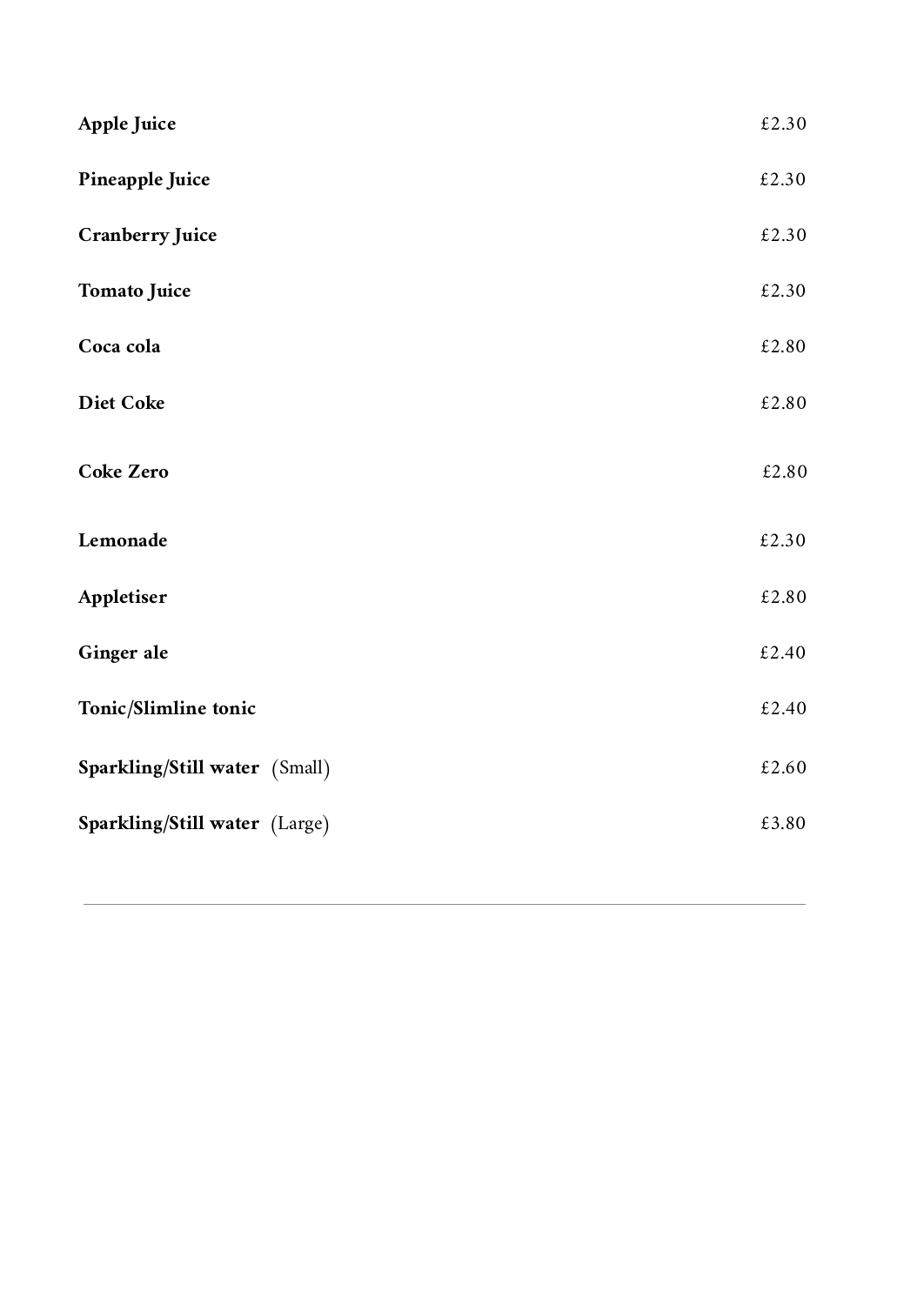| | |
|---|---|
| **Apple Juice** | £2.30 |
| **Pineapple Juice** | £2.30 |
| **Cranberry Juice** | £2.30 |
| **Tomato Juice** | £2.30 |
| **Coca cola** | £2.80 |
| **Diet Coke** | £2.80 |
| **Coke Zero** | £2.80 |
| **Lemonade** | £2.30 |
| **Appletiser** | £2.80 |
| **Ginger ale** | £2.40 |
| **Tonic/Slimline tonic** | £2.40 |
| **Sparkling/Still water** (Small) | £2.60 |
| **Sparkling/Still water** (Large) | £3.80 |

---